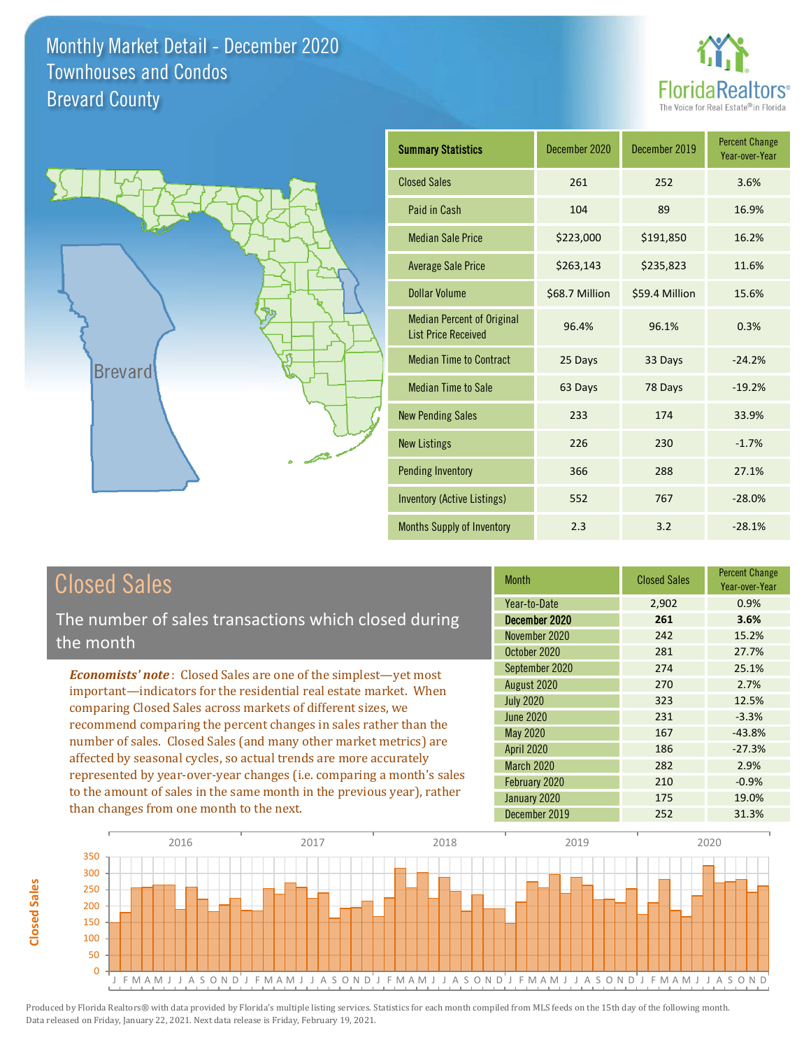# Monthly Market Detail - December 2020
## Townhouses and Condos
## Brevard County

| Summary Statistics | December 2020 | December 2019 | Percent Change Year-over-Year |
|---|---|---|---|
| Closed Sales | 261 | 252 | 3.6% |
| Paid in Cash | 104 | 89 | 16.9% |
| Median Sale Price | $223,000 | $191,850 | 16.2% |
| Average Sale Price | $263,143 | $235,823 | 11.6% |
| Dollar Volume | $68.7 Million | $59.4 Million | 15.6% |
| Median Percent of Original List Price Received | 96.4% | 96.1% | 0.3% |
| Median Time to Contract | 25 Days | 33 Days | -24.2% |
| Median Time to Sale | 63 Days | 78 Days | -19.2% |
| New Pending Sales | 233 | 174 | 33.9% |
| New Listings | 226 | 230 | -1.7% |
| Pending Inventory | 366 | 288 | 27.1% |
| Inventory (Active Listings) | 552 | 767 | -28.0% |
| Months Supply of Inventory | 2.3 | 3.2 | -28.1% |

## Closed Sales

The number of sales transactions which closed during the month

***Economists' note***: Closed Sales are one of the simplest—yet most important—indicators for the residential real estate market. When comparing Closed Sales across markets of different sizes, we recommend comparing the percent changes in sales rather than the number of sales. Closed Sales (and many other market metrics) are affected by seasonal cycles, so actual trends are more accurately represented by year-over-year changes (i.e. comparing a month's sales to the amount of sales in the same month in the previous year), rather than changes from one month to the next.

| Month | Closed Sales | Percent Change Year-over-Year |
|---|---|---|
| Year-to-Date | 2,902 | 0.9% |
| **December 2020** | **261** | **3.6%** |
| November 2020 | 242 | 15.2% |
| October 2020 | 281 | 27.7% |
| September 2020 | 274 | 25.1% |
| August 2020 | 270 | 2.7% |
| July 2020 | 323 | 12.5% |
| June 2020 | 231 | -3.3% |
| May 2020 | 167 | -43.8% |
| April 2020 | 186 | -27.3% |
| March 2020 | 282 | 2.9% |
| February 2020 | 210 | -0.9% |
| January 2020 | 175 | 19.0% |
| December 2019 | 252 | 31.3% |

Produced by Florida Realtors® with data provided by Florida's multiple listing services. Statistics for each month compiled from MLS feeds on the 15th day of the following month. Data released on Friday, January 22, 2021. Next data release is Friday, February 19, 2021.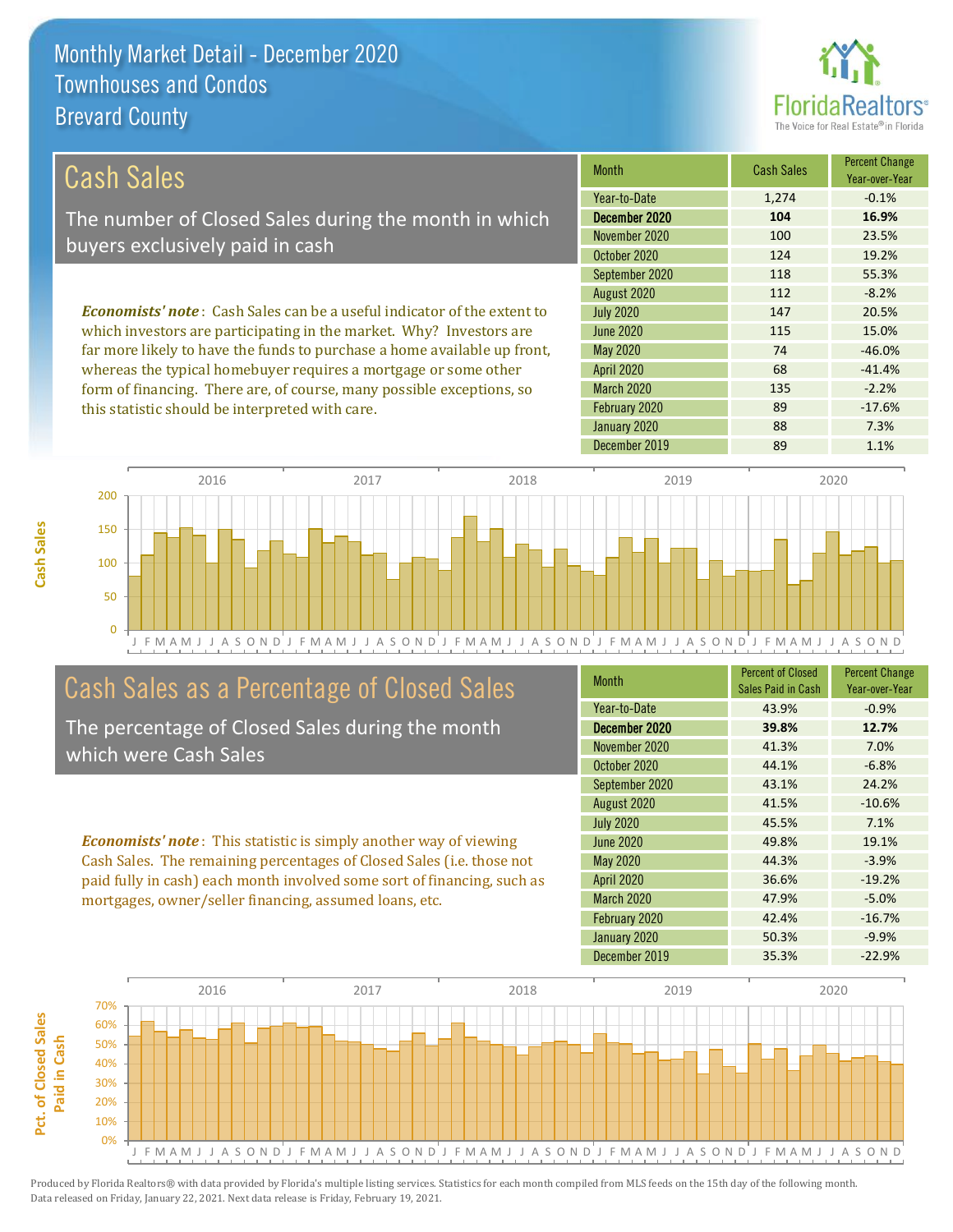# Monthly Market Detail - December 2020
## Townhouses and Condos
## Brevard County

## Cash Sales

The number of Closed Sales during the month in which buyers exclusively paid in cash

*Economists' note*: Cash Sales can be a useful indicator of the extent to which investors are participating in the market. Why? Investors are far more likely to have the funds to purchase a home available up front, whereas the typical homebuyer requires a mortgage or some other form of financing. There are, of course, many possible exceptions, so this statistic should be interpreted with care.

| Month | Cash Sales | Percent Change Year-over-Year |
|---|---|---|
| Year-to-Date | 1,274 | -0.1% |
| **December 2020** | **104** | **16.9%** |
| November 2020 | 100 | 23.5% |
| October 2020 | 124 | 19.2% |
| September 2020 | 118 | 55.3% |
| August 2020 | 112 | -8.2% |
| July 2020 | 147 | 20.5% |
| June 2020 | 115 | 15.0% |
| May 2020 | 74 | -46.0% |
| April 2020 | 68 | -41.4% |
| March 2020 | 135 | -2.2% |
| February 2020 | 89 | -17.6% |
| January 2020 | 88 | 7.3% |
| December 2019 | 89 | 1.1% |

## Cash Sales as a Percentage of Closed Sales

The percentage of Closed Sales during the month which were Cash Sales

*Economists' note*: This statistic is simply another way of viewing Cash Sales. The remaining percentages of Closed Sales (i.e. those not paid fully in cash) each month involved some sort of financing, such as mortgages, owner/seller financing, assumed loans, etc.

| Month | Percent of Closed Sales Paid in Cash | Percent Change Year-over-Year |
|---|---|---|
| Year-to-Date | 43.9% | -0.9% |
| **December 2020** | **39.8%** | **12.7%** |
| November 2020 | 41.3% | 7.0% |
| October 2020 | 44.1% | -6.8% |
| September 2020 | 43.1% | 24.2% |
| August 2020 | 41.5% | -10.6% |
| July 2020 | 45.5% | 7.1% |
| June 2020 | 49.8% | 19.1% |
| May 2020 | 44.3% | -3.9% |
| April 2020 | 36.6% | -19.2% |
| March 2020 | 47.9% | -5.0% |
| February 2020 | 42.4% | -16.7% |
| January 2020 | 50.3% | -9.9% |
| December 2019 | 35.3% | -22.9% |

Produced by Florida Realtors® with data provided by Florida's multiple listing services. Statistics for each month compiled from MLS feeds on the 15th day of the following month. Data released on Friday, January 22, 2021. Next data release is Friday, February 19, 2021.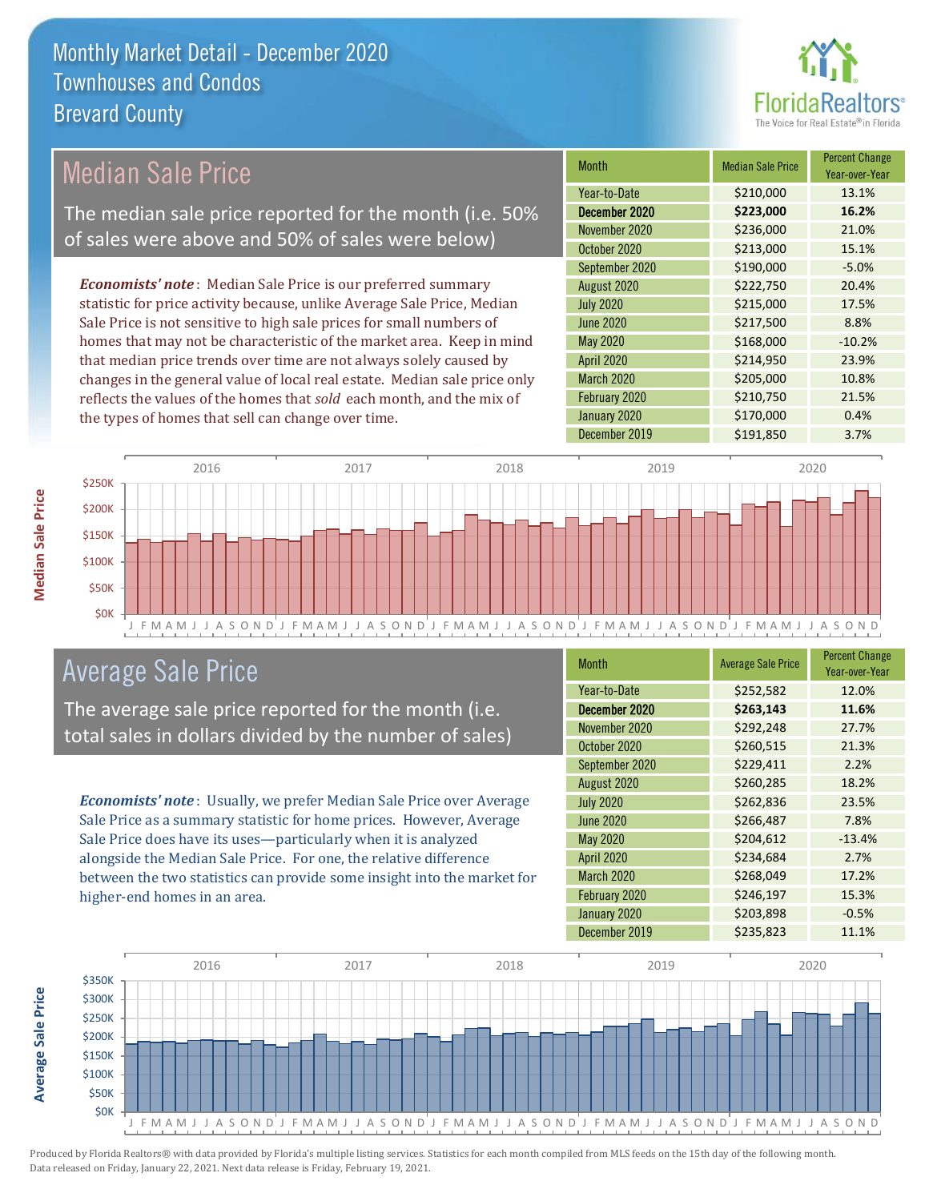# Monthly Market Detail - December 2020
## Townhouses and Condos
## Brevard County

## Median Sale Price

The median sale price reported for the month (i.e. 50% of sales were above and 50% of sales were below)

*Economists' note*: Median Sale Price is our preferred summary statistic for price activity because, unlike Average Sale Price, Median Sale Price is not sensitive to high sale prices for small numbers of homes that may not be characteristic of the market area. Keep in mind that median price trends over time are not always solely caused by changes in the general value of local real estate. Median sale price only reflects the values of the homes that *sold* each month, and the mix of the types of homes that sell can change over time.

| Month | Median Sale Price | Percent Change Year-over-Year |
|---|---|---|
| Year-to-Date | $210,000 | 13.1% |
| **December 2020** | **$223,000** | **16.2%** |
| November 2020 | $236,000 | 21.0% |
| October 2020 | $213,000 | 15.1% |
| September 2020 | $190,000 | -5.0% |
| August 2020 | $222,750 | 20.4% |
| July 2020 | $215,000 | 17.5% |
| June 2020 | $217,500 | 8.8% |
| May 2020 | $168,000 | -10.2% |
| April 2020 | $214,950 | 23.9% |
| March 2020 | $205,000 | 10.8% |
| February 2020 | $210,750 | 21.5% |
| January 2020 | $170,000 | 0.4% |
| December 2019 | $191,850 | 3.7% |

## Average Sale Price

The average sale price reported for the month (i.e. total sales in dollars divided by the number of sales)

*Economists' note*: Usually, we prefer Median Sale Price over Average Sale Price as a summary statistic for home prices. However, Average Sale Price does have its uses—particularly when it is analyzed alongside the Median Sale Price. For one, the relative difference between the two statistics can provide some insight into the market for higher-end homes in an area.

| Month | Average Sale Price | Percent Change Year-over-Year |
|---|---|---|
| Year-to-Date | $252,582 | 12.0% |
| **December 2020** | **$263,143** | **11.6%** |
| November 2020 | $292,248 | 27.7% |
| October 2020 | $260,515 | 21.3% |
| September 2020 | $229,411 | 2.2% |
| August 2020 | $260,285 | 18.2% |
| July 2020 | $262,836 | 23.5% |
| June 2020 | $266,487 | 7.8% |
| May 2020 | $204,612 | -13.4% |
| April 2020 | $234,684 | 2.7% |
| March 2020 | $268,049 | 17.2% |
| February 2020 | $246,197 | 15.3% |
| January 2020 | $203,898 | -0.5% |
| December 2019 | $235,823 | 11.1% |

Produced by Florida Realtors® with data provided by Florida's multiple listing services. Statistics for each month compiled from MLS feeds on the 15th day of the following month. Data released on Friday, January 22, 2021. Next data release is Friday, February 19, 2021.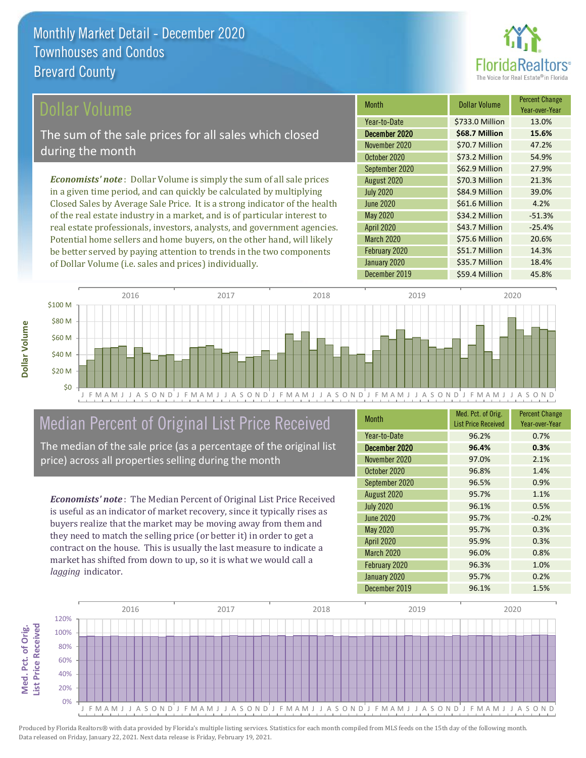# Monthly Market Detail - December 2020
## Townhouses and Condos
## Brevard County

## Dollar Volume

The sum of the sale prices for all sales which closed during the month

***Economists' note***: Dollar Volume is simply the sum of all sale prices in a given time period, and can quickly be calculated by multiplying Closed Sales by Average Sale Price. It is a strong indicator of the health of the real estate industry in a market, and is of particular interest to real estate professionals, investors, analysts, and government agencies. Potential home sellers and home buyers, on the other hand, will likely be better served by paying attention to trends in the two components of Dollar Volume (i.e. sales and prices) individually.

| Month | Dollar Volume | Percent Change Year-over-Year |
|---|---|---|
| Year-to-Date | $733.0 Million | 13.0% |
| **December 2020** | **$68.7 Million** | **15.6%** |
| November 2020 | $70.7 Million | 47.2% |
| October 2020 | $73.2 Million | 54.9% |
| September 2020 | $62.9 Million | 27.9% |
| August 2020 | $70.3 Million | 21.3% |
| July 2020 | $84.9 Million | 39.0% |
| June 2020 | $61.6 Million | 4.2% |
| May 2020 | $34.2 Million | -51.3% |
| April 2020 | $43.7 Million | -25.4% |
| March 2020 | $75.6 Million | 20.6% |
| February 2020 | $51.7 Million | 14.3% |
| January 2020 | $35.7 Million | 18.4% |
| December 2019 | $59.4 Million | 45.8% |

## Median Percent of Original List Price Received

The median of the sale price (as a percentage of the original list price) across all properties selling during the month

***Economists' note***: The Median Percent of Original List Price Received is useful as an indicator of market recovery, since it typically rises as buyers realize that the market may be moving away from them and they need to match the selling price (or better it) in order to get a contract on the house. This is usually the last measure to indicate a market has shifted from down to up, so it is what we would call a *lagging* indicator.

| Month | Med. Pct. of Orig. List Price Received | Percent Change Year-over-Year |
|---|---|---|
| Year-to-Date | 96.2% | 0.7% |
| **December 2020** | **96.4%** | **0.3%** |
| November 2020 | 97.0% | 2.1% |
| October 2020 | 96.8% | 1.4% |
| September 2020 | 96.5% | 0.9% |
| August 2020 | 95.7% | 1.1% |
| July 2020 | 96.1% | 0.5% |
| June 2020 | 95.7% | -0.2% |
| May 2020 | 95.7% | 0.3% |
| April 2020 | 95.9% | 0.3% |
| March 2020 | 96.0% | 0.8% |
| February 2020 | 96.3% | 1.0% |
| January 2020 | 95.7% | 0.2% |
| December 2019 | 96.1% | 1.5% |

Produced by Florida Realtors® with data provided by Florida's multiple listing services. Statistics for each month compiled from MLS feeds on the 15th day of the following month. Data released on Friday, January 22, 2021. Next data release is Friday, February 19, 2021.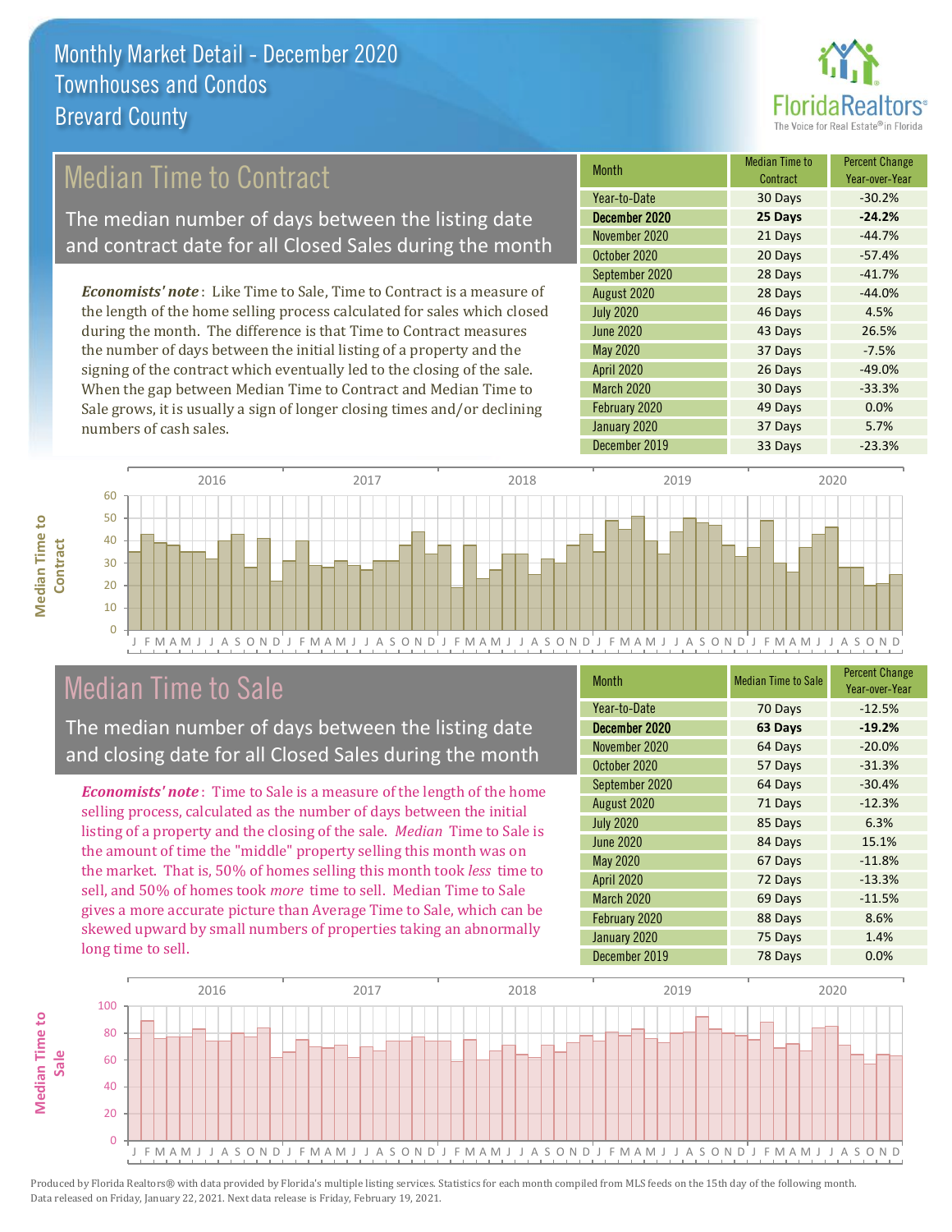Monthly Market Detail - December 2020
Townhouses and Condos
Brevard County

## Median Time to Contract

The median number of days between the listing date and contract date for all Closed Sales during the month

*Economists' note*: Like Time to Sale, Time to Contract is a measure of the length of the home selling process calculated for sales which closed during the month. The difference is that Time to Contract measures the number of days between the initial listing of a property and the signing of the contract which eventually led to the closing of the sale. When the gap between Median Time to Contract and Median Time to Sale grows, it is usually a sign of longer closing times and/or declining numbers of cash sales.

| Month | Median Time to Contract | Percent Change Year-over-Year |
|---|---|---|
| Year-to-Date | 30 Days | -30.2% |
| **December 2020** | **25 Days** | **-24.2%** |
| November 2020 | 21 Days | -44.7% |
| October 2020 | 20 Days | -57.4% |
| September 2020 | 28 Days | -41.7% |
| August 2020 | 28 Days | -44.0% |
| July 2020 | 46 Days | 4.5% |
| June 2020 | 43 Days | 26.5% |
| May 2020 | 37 Days | -7.5% |
| April 2020 | 26 Days | -49.0% |
| March 2020 | 30 Days | -33.3% |
| February 2020 | 49 Days | 0.0% |
| January 2020 | 37 Days | 5.7% |
| December 2019 | 33 Days | -23.3% |

## Median Time to Sale

The median number of days between the listing date and closing date for all Closed Sales during the month

*Economists' note*: Time to Sale is a measure of the length of the home selling process, calculated as the number of days between the initial listing of a property and the closing of the sale. *Median* Time to Sale is the amount of time the "middle" property selling this month was on the market. That is, 50% of homes selling this month took *less* time to sell, and 50% of homes took *more* time to sell. Median Time to Sale gives a more accurate picture than Average Time to Sale, which can be skewed upward by small numbers of properties taking an abnormally long time to sell.

| Month | Median Time to Sale | Percent Change Year-over-Year |
|---|---|---|
| Year-to-Date | 70 Days | -12.5% |
| **December 2020** | **63 Days** | **-19.2%** |
| November 2020 | 64 Days | -20.0% |
| October 2020 | 57 Days | -31.3% |
| September 2020 | 64 Days | -30.4% |
| August 2020 | 71 Days | -12.3% |
| July 2020 | 85 Days | 6.3% |
| June 2020 | 84 Days | 15.1% |
| May 2020 | 67 Days | -11.8% |
| April 2020 | 72 Days | -13.3% |
| March 2020 | 69 Days | -11.5% |
| February 2020 | 88 Days | 8.6% |
| January 2020 | 75 Days | 1.4% |
| December 2019 | 78 Days | 0.0% |

Produced by Florida Realtors® with data provided by Florida's multiple listing services. Statistics for each month compiled from MLS feeds on the 15th day of the following month. Data released on Friday, January 22, 2021. Next data release is Friday, February 19, 2021.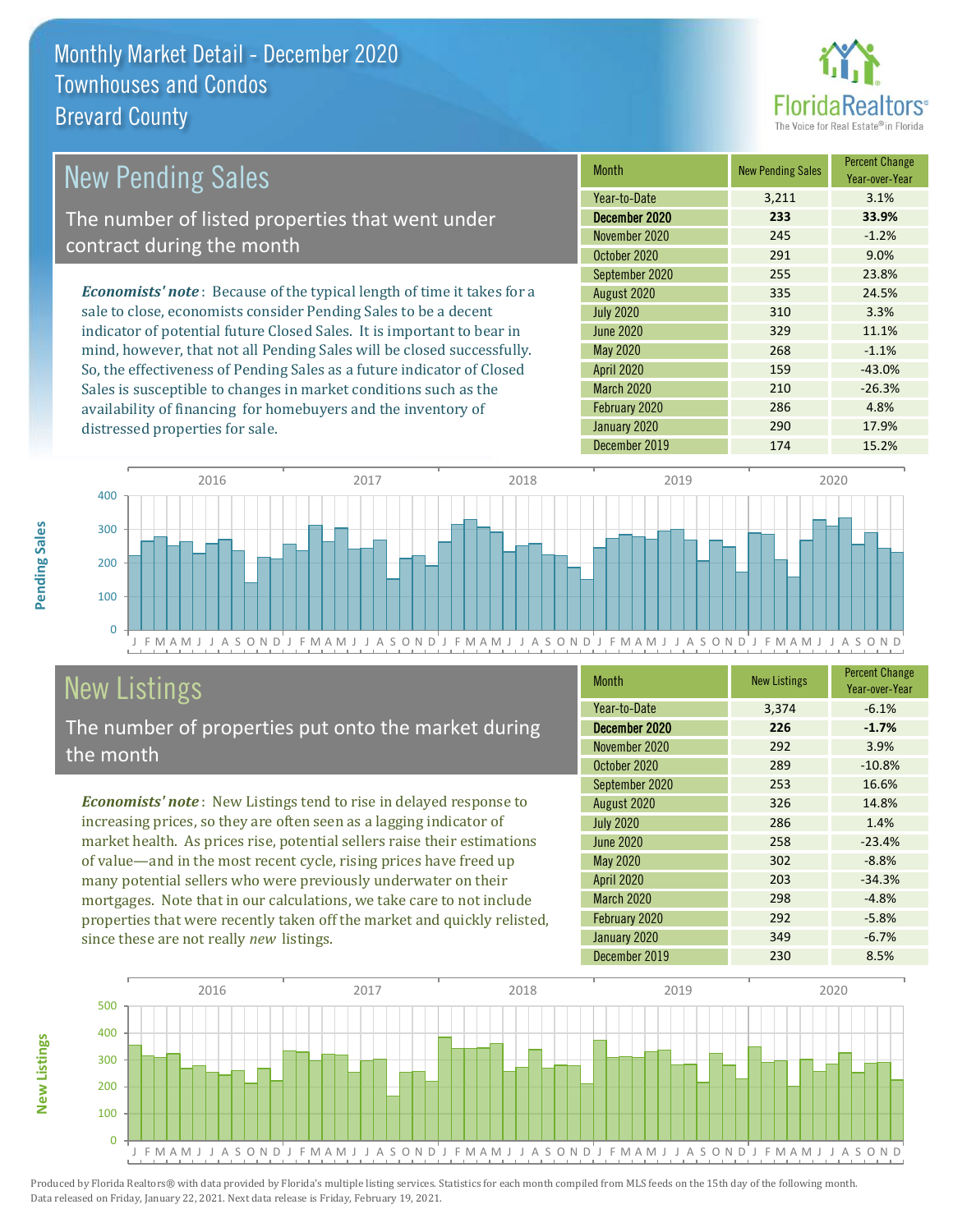# Monthly Market Detail - December 2020
## Townhouses and Condos
## Brevard County

## New Pending Sales

The number of listed properties that went under contract during the month

*Economists' note*: Because of the typical length of time it takes for a sale to close, economists consider Pending Sales to be a decent indicator of potential future Closed Sales. It is important to bear in mind, however, that not all Pending Sales will be closed successfully. So, the effectiveness of Pending Sales as a future indicator of Closed Sales is susceptible to changes in market conditions such as the availability of financing for homebuyers and the inventory of distressed properties for sale.

| Month | New Pending Sales | Percent Change Year-over-Year |
|---|---|---|
| Year-to-Date | 3,211 | 3.1% |
| **December 2020** | **233** | **33.9%** |
| November 2020 | 245 | -1.2% |
| October 2020 | 291 | 9.0% |
| September 2020 | 255 | 23.8% |
| August 2020 | 335 | 24.5% |
| July 2020 | 310 | 3.3% |
| June 2020 | 329 | 11.1% |
| May 2020 | 268 | -1.1% |
| April 2020 | 159 | -43.0% |
| March 2020 | 210 | -26.3% |
| February 2020 | 286 | 4.8% |
| January 2020 | 290 | 17.9% |
| December 2019 | 174 | 15.2% |

## New Listings

The number of properties put onto the market during the month

*Economists' note*: New Listings tend to rise in delayed response to increasing prices, so they are often seen as a lagging indicator of market health. As prices rise, potential sellers raise their estimations of value—and in the most recent cycle, rising prices have freed up many potential sellers who were previously underwater on their mortgages. Note that in our calculations, we take care to not include properties that were recently taken off the market and quickly relisted, since these are not really *new* listings.

| Month | New Listings | Percent Change Year-over-Year |
|---|---|---|
| Year-to-Date | 3,374 | -6.1% |
| **December 2020** | **226** | **-1.7%** |
| November 2020 | 292 | 3.9% |
| October 2020 | 289 | -10.8% |
| September 2020 | 253 | 16.6% |
| August 2020 | 326 | 14.8% |
| July 2020 | 286 | 1.4% |
| June 2020 | 258 | -23.4% |
| May 2020 | 302 | -8.8% |
| April 2020 | 203 | -34.3% |
| March 2020 | 298 | -4.8% |
| February 2020 | 292 | -5.8% |
| January 2020 | 349 | -6.7% |
| December 2019 | 230 | 8.5% |

Produced by Florida Realtors® with data provided by Florida's multiple listing services. Statistics for each month compiled from MLS feeds on the 15th day of the following month. Data released on Friday, January 22, 2021. Next data release is Friday, February 19, 2021.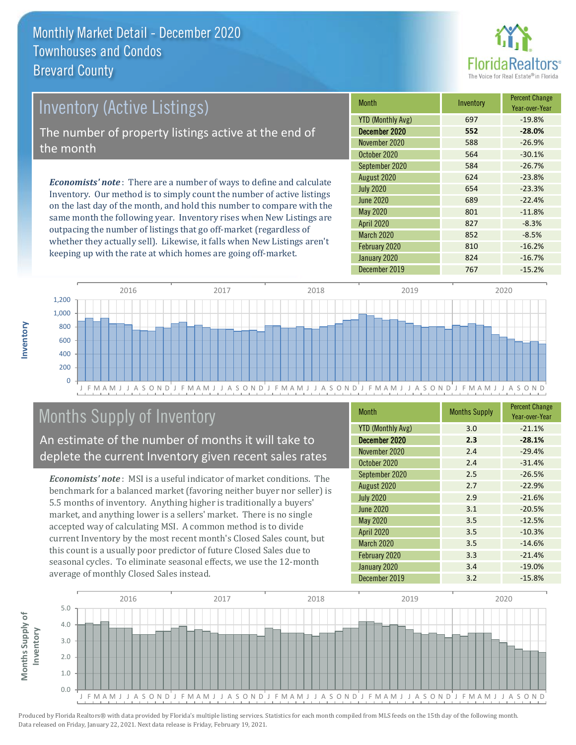# Monthly Market Detail - December 2020
## Townhouses and Condos
## Brevard County

## Inventory (Active Listings)

The number of property listings active at the end of the month

***Economists' note*** : There are a number of ways to define and calculate Inventory. Our method is to simply count the number of active listings on the last day of the month, and hold this number to compare with the same month the following year. Inventory rises when New Listings are outpacing the number of listings that go off-market (regardless of whether they actually sell). Likewise, it falls when New Listings aren't keeping up with the rate at which homes are going off-market.

| Month | Inventory | Percent Change Year-over-Year |
|---|---|---|
| YTD (Monthly Avg) | 697 | -19.8% |
| **December 2020** | **552** | **-28.0%** |
| November 2020 | 588 | -26.9% |
| October 2020 | 564 | -30.1% |
| September 2020 | 584 | -26.7% |
| August 2020 | 624 | -23.8% |
| July 2020 | 654 | -23.3% |
| June 2020 | 689 | -22.4% |
| May 2020 | 801 | -11.8% |
| April 2020 | 827 | -8.3% |
| March 2020 | 852 | -8.5% |
| February 2020 | 810 | -16.2% |
| January 2020 | 824 | -16.7% |
| December 2019 | 767 | -15.2% |

## Months Supply of Inventory

An estimate of the number of months it will take to deplete the current Inventory given recent sales rates

***Economists' note*** : MSI is a useful indicator of market conditions. The benchmark for a balanced market (favoring neither buyer nor seller) is 5.5 months of inventory. Anything higher is traditionally a buyers' market, and anything lower is a sellers' market. There is no single accepted way of calculating MSI. A common method is to divide current Inventory by the most recent month's Closed Sales count, but this count is a usually poor predictor of future Closed Sales due to seasonal cycles. To eliminate seasonal effects, we use the 12-month average of monthly Closed Sales instead.

| Month | Months Supply | Percent Change Year-over-Year |
|---|---|---|
| YTD (Monthly Avg) | 3.0 | -21.1% |
| **December 2020** | **2.3** | **-28.1%** |
| November 2020 | 2.4 | -29.4% |
| October 2020 | 2.4 | -31.4% |
| September 2020 | 2.5 | -26.5% |
| August 2020 | 2.7 | -22.9% |
| July 2020 | 2.9 | -21.6% |
| June 2020 | 3.1 | -20.5% |
| May 2020 | 3.5 | -12.5% |
| April 2020 | 3.5 | -10.3% |
| March 2020 | 3.5 | -14.6% |
| February 2020 | 3.3 | -21.4% |
| January 2020 | 3.4 | -19.0% |
| December 2019 | 3.2 | -15.8% |

Produced by Florida Realtors® with data provided by Florida's multiple listing services. Statistics for each month compiled from MLS feeds on the 15th day of the following month. Data released on Friday, January 22, 2021. Next data release is Friday, February 19, 2021.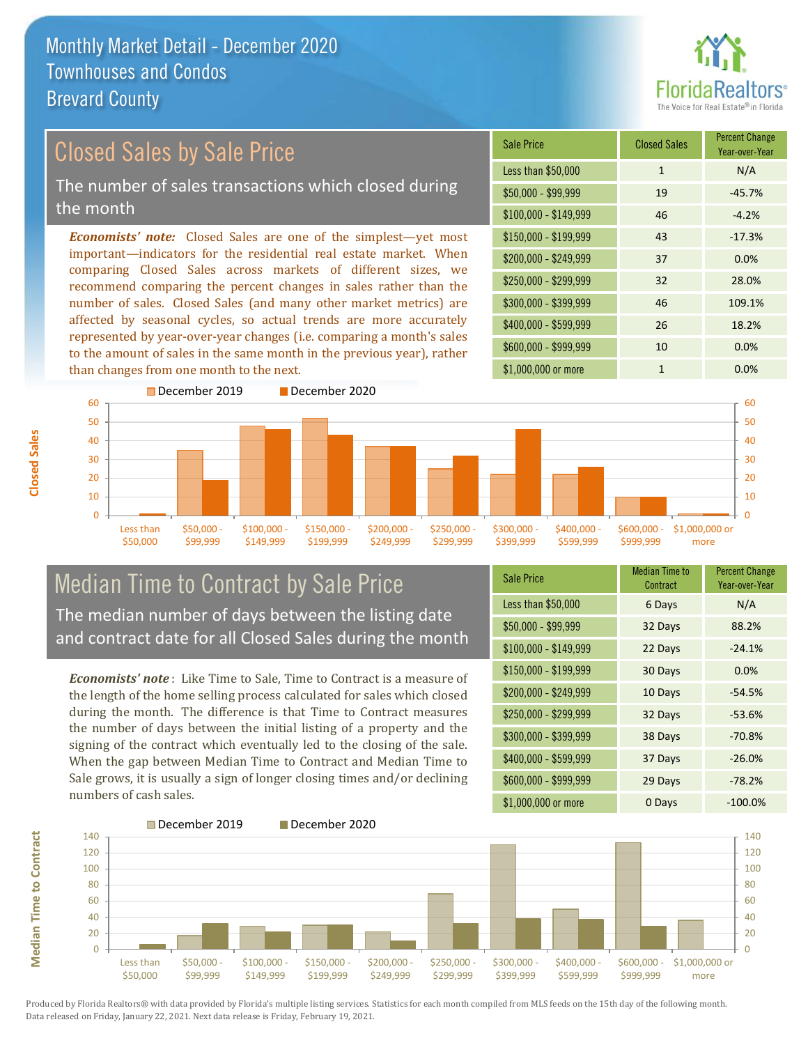# Monthly Market Detail - December 2020
## Townhouses and Condos
## Brevard County

## Closed Sales by Sale Price

The number of sales transactions which closed during the month

***Economists' note:*** Closed Sales are one of the simplest—yet most important—indicators for the residential real estate market. When comparing Closed Sales across markets of different sizes, we recommend comparing the percent changes in sales rather than the number of sales. Closed Sales (and many other market metrics) are affected by seasonal cycles, so actual trends are more accurately represented by year-over-year changes (i.e. comparing a month's sales to the amount of sales in the same month in the previous year), rather than changes from one month to the next.

| Sale Price | Closed Sales | Percent Change Year-over-Year |
|---|---|---|
| Less than $50,000 | 1 | N/A |
| $50,000 - $99,999 | 19 | -45.7% |
| $100,000 - $149,999 | 46 | -4.2% |
| $150,000 - $199,999 | 43 | -17.3% |
| $200,000 - $249,999 | 37 | 0.0% |
| $250,000 - $299,999 | 32 | 28.0% |
| $300,000 - $399,999 | 46 | 109.1% |
| $400,000 - $599,999 | 26 | 18.2% |
| $600,000 - $999,999 | 10 | 0.0% |
| $1,000,000 or more | 1 | 0.0% |

## Median Time to Contract by Sale Price

The median number of days between the listing date and contract date for all Closed Sales during the month

***Economists' note***: Like Time to Sale, Time to Contract is a measure of the length of the home selling process calculated for sales which closed during the month. The difference is that Time to Contract measures the number of days between the initial listing of a property and the signing of the contract which eventually led to the closing of the sale. When the gap between Median Time to Contract and Median Time to Sale grows, it is usually a sign of longer closing times and/or declining numbers of cash sales.

| Sale Price | Median Time to Contract | Percent Change Year-over-Year |
|---|---|---|
| Less than $50,000 | 6 Days | N/A |
| $50,000 - $99,999 | 32 Days | 88.2% |
| $100,000 - $149,999 | 22 Days | -24.1% |
| $150,000 - $199,999 | 30 Days | 0.0% |
| $200,000 - $249,999 | 10 Days | -54.5% |
| $250,000 - $299,999 | 32 Days | -53.6% |
| $300,000 - $399,999 | 38 Days | -70.8% |
| $400,000 - $599,999 | 37 Days | -26.0% |
| $600,000 - $999,999 | 29 Days | -78.2% |
| $1,000,000 or more | 0 Days | -100.0% |

Produced by Florida Realtors® with data provided by Florida's multiple listing services. Statistics for each month compiled from MLS feeds on the 15th day of the following month. Data released on Friday, January 22, 2021. Next data release is Friday, February 19, 2021.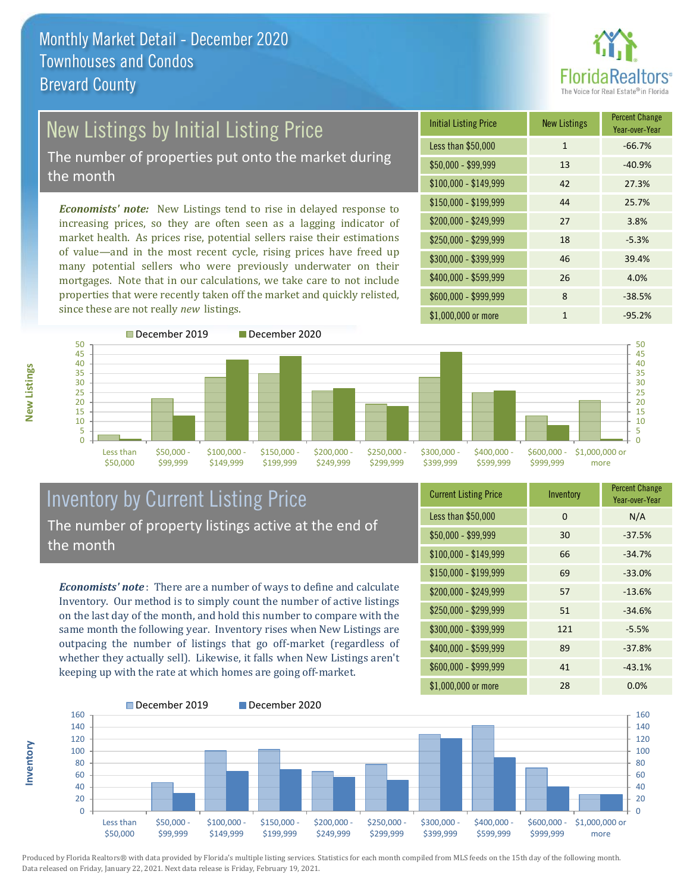# Monthly Market Detail - December 2020
## Townhouses and Condos
## Brevard County

## New Listings by Initial Listing Price

The number of properties put onto the market during the month

*Economists' note:* New Listings tend to rise in delayed response to increasing prices, so they are often seen as a lagging indicator of market health. As prices rise, potential sellers raise their estimations of value—and in the most recent cycle, rising prices have freed up many potential sellers who were previously underwater on their mortgages. Note that in our calculations, we take care to not include properties that were recently taken off the market and quickly relisted, since these are not really *new* listings.

| Initial Listing Price | New Listings | Percent Change Year-over-Year |
|---|---|---|
| Less than $50,000 | 1 | -66.7% |
| $50,000 - $99,999 | 13 | -40.9% |
| $100,000 - $149,999 | 42 | 27.3% |
| $150,000 - $199,999 | 44 | 25.7% |
| $200,000 - $249,999 | 27 | 3.8% |
| $250,000 - $299,999 | 18 | -5.3% |
| $300,000 - $399,999 | 46 | 39.4% |
| $400,000 - $599,999 | 26 | 4.0% |
| $600,000 - $999,999 | 8 | -38.5% |
| $1,000,000 or more | 1 | -95.2% |

## Inventory by Current Listing Price

The number of property listings active at the end of the month

*Economists' note*: There are a number of ways to define and calculate Inventory. Our method is to simply count the number of active listings on the last day of the month, and hold this number to compare with the same month the following year. Inventory rises when New Listings are outpacing the number of listings that go off-market (regardless of whether they actually sell). Likewise, it falls when New Listings aren't keeping up with the rate at which homes are going off-market.

| Current Listing Price | Inventory | Percent Change Year-over-Year |
|---|---|---|
| Less than $50,000 | 0 | N/A |
| $50,000 - $99,999 | 30 | -37.5% |
| $100,000 - $149,999 | 66 | -34.7% |
| $150,000 - $199,999 | 69 | -33.0% |
| $200,000 - $249,999 | 57 | -13.6% |
| $250,000 - $299,999 | 51 | -34.6% |
| $300,000 - $399,999 | 121 | -5.5% |
| $400,000 - $599,999 | 89 | -37.8% |
| $600,000 - $999,999 | 41 | -43.1% |
| $1,000,000 or more | 28 | 0.0% |

Produced by Florida Realtors® with data provided by Florida's multiple listing services. Statistics for each month compiled from MLS feeds on the 15th day of the following month. Data released on Friday, January 22, 2021. Next data release is Friday, February 19, 2021.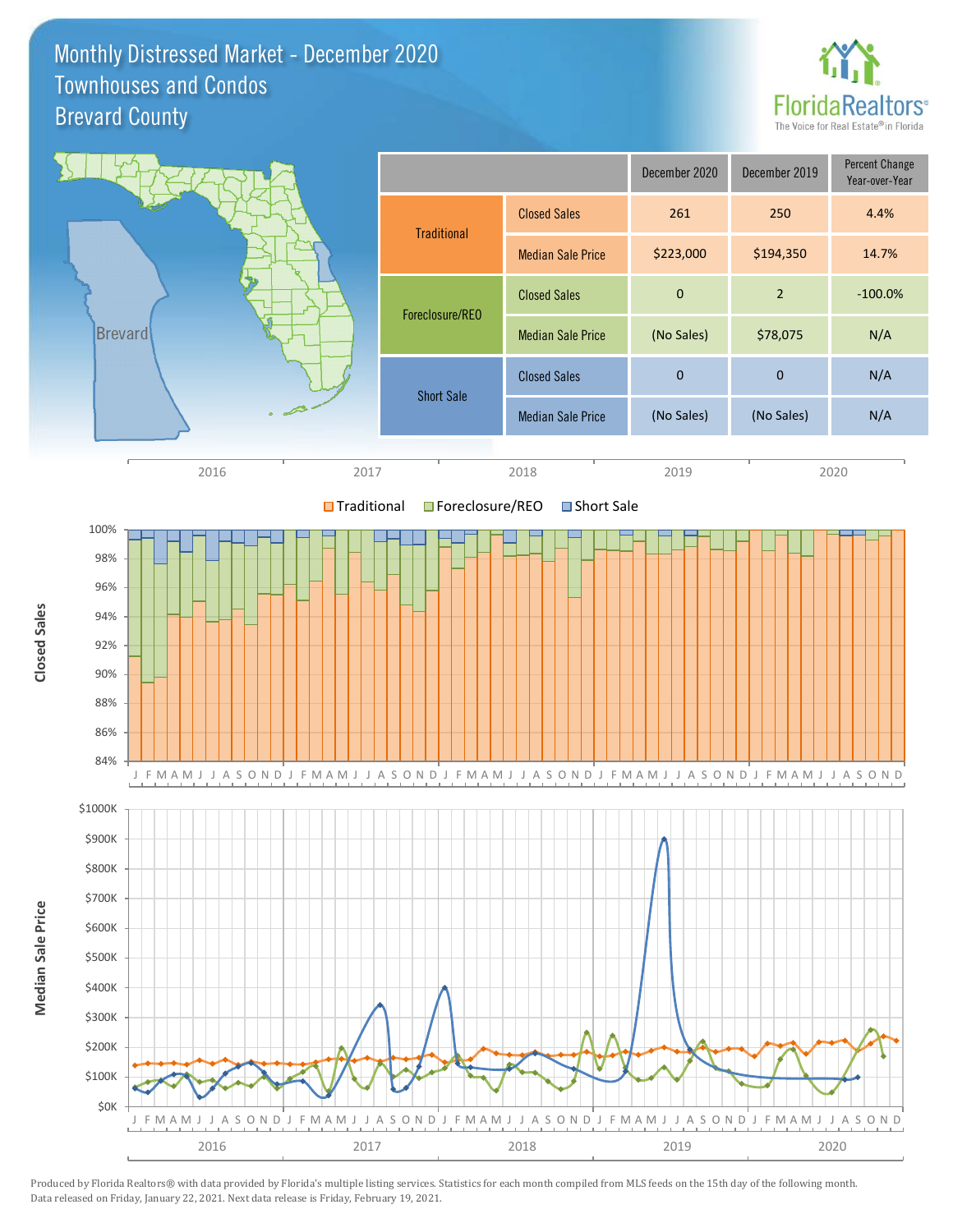# Monthly Distressed Market - December 2020
## Townhouses and Condos
## Brevard County

FloridaRealtors® The Voice for Real Estate® in Florida

Brevard

| | | December 2020 | December 2019 | Percent Change Year-over-Year |
|---|---|---|---|---|
| Traditional | Closed Sales | 261 | 250 | 4.4% |
| | Median Sale Price | $223,000 | $194,350 | 14.7% |
| Foreclosure/REO | Closed Sales | 0 | 2 | -100.0% |
| | Median Sale Price | (No Sales) | $78,075 | N/A |
| Short Sale | Closed Sales | 0 | 0 | N/A |
| | Median Sale Price | (No Sales) | (No Sales) | N/A |

2016 2017 2018 2019 2020

Traditional Foreclosure/REO Short Sale

Closed Sales

100% 98% 96% 94% 92% 90% 88% 86% 84%

J F M A M J J A S O N D J F M A M J J A S O N D J F M A M J J A S O N D J F M A M J J A S O N D J F M A M J J A S O N D

Median Sale Price

$1000K $900K $800K $700K $600K $500K $400K $300K $200K $100K $0K

J F M A M J J A S O N D J F M A M J J A S O N D J F M A M J J A S O N D J F M A M J J A S O N D J F M A M J J A S O N D

2016 2017 2018 2019 2020

Produced by Florida Realtors® with data provided by Florida's multiple listing services. Statistics for each month compiled from MLS feeds on the 15th day of the following month. Data released on Friday, January 22, 2021. Next data release is Friday, February 19, 2021.